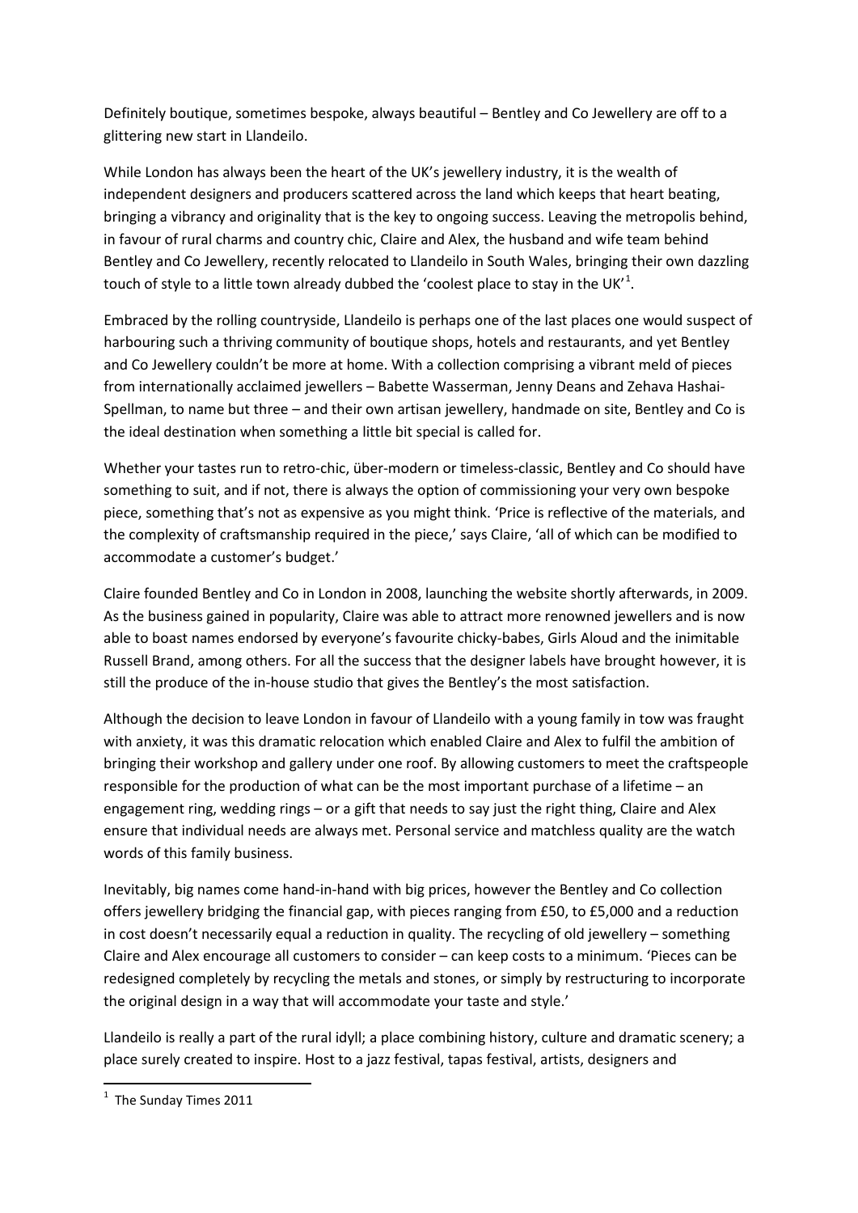Definitely boutique, sometimes bespoke, always beautiful – Bentley and Co Jewellery are off to a glittering new start in Llandeilo.

While London has always been the heart of the UK's jewellery industry, it is the wealth of independent designers and producers scattered across the land which keeps that heart beating, bringing a vibrancy and originality that is the key to ongoing success. Leaving the metropolis behind, in favour of rural charms and country chic, Claire and Alex, the husband and wife team behind Bentley and Co Jewellery, recently relocated to Llandeilo in South Wales, bringing their own dazzling touch of style to a little town already dubbed the 'coolest place to stay in the UK'[1].

Embraced by the rolling countryside, Llandeilo is perhaps one of the last places one would suspect of harbouring such a thriving community of boutique shops, hotels and restaurants, and yet Bentley and Co Jewellery couldn't be more at home. With a collection comprising a vibrant meld of pieces from internationally acclaimed jewellers – Babette Wasserman, Jenny Deans and Zehava Hashai-Spellman, to name but three – and their own artisan jewellery, handmade on site, Bentley and Co is the ideal destination when something a little bit special is called for.

Whether your tastes run to retro-chic, über-modern or timeless-classic, Bentley and Co should have something to suit, and if not, there is always the option of commissioning your very own bespoke piece, something that's not as expensive as you might think. 'Price is reflective of the materials, and the complexity of craftsmanship required in the piece,' says Claire, 'all of which can be modified to accommodate a customer's budget.'

Claire founded Bentley and Co in London in 2008, launching the website shortly afterwards, in 2009. As the business gained in popularity, Claire was able to attract more renowned jewellers and is now able to boast names endorsed by everyone's favourite chicky-babes, Girls Aloud and the inimitable Russell Brand, among others. For all the success that the designer labels have brought however, it is still the produce of the in-house studio that gives the Bentley's the most satisfaction.

Although the decision to leave London in favour of Llandeilo with a young family in tow was fraught with anxiety, it was this dramatic relocation which enabled Claire and Alex to fulfil the ambition of bringing their workshop and gallery under one roof. By allowing customers to meet the craftspeople responsible for the production of what can be the most important purchase of a lifetime – an engagement ring, wedding rings – or a gift that needs to say just the right thing, Claire and Alex ensure that individual needs are always met. Personal service and matchless quality are the watch words of this family business.

Inevitably, big names come hand-in-hand with big prices, however the Bentley and Co collection offers jewellery bridging the financial gap, with pieces ranging from £50, to £5,000 and a reduction in cost doesn't necessarily equal a reduction in quality. The recycling of old jewellery – something Claire and Alex encourage all customers to consider – can keep costs to a minimum. 'Pieces can be redesigned completely by recycling the metals and stones, or simply by restructuring to incorporate the original design in a way that will accommodate your taste and style.'

Llandeilo is really a part of the rural idyll; a place combining history, culture and dramatic scenery; a place surely created to inspire. Host to a jazz festival, tapas festival, artists, designers and

[1] The Sunday Times 2011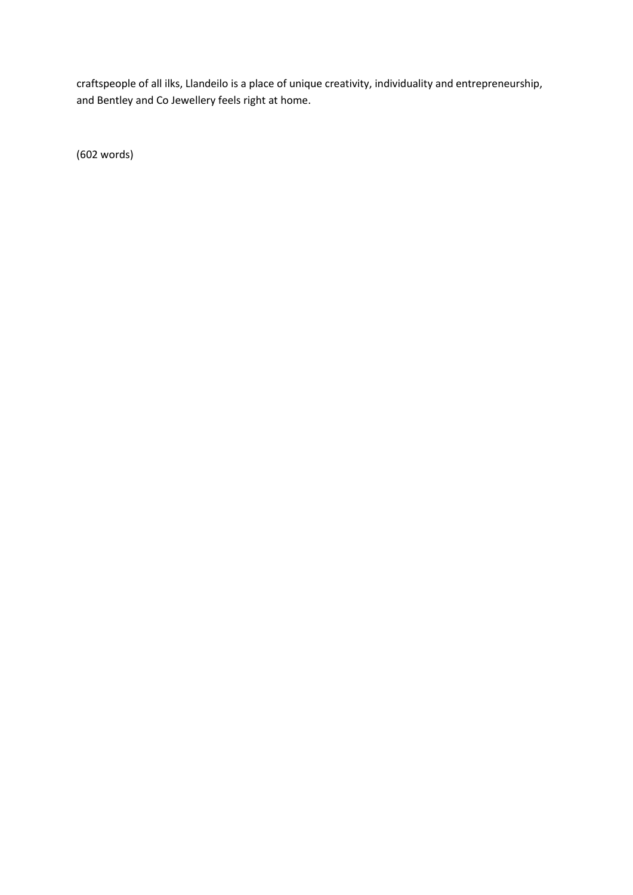craftspeople of all ilks, Llandeilo is a place of unique creativity, individuality and entrepreneurship, and Bentley and Co Jewellery feels right at home.

(602 words)